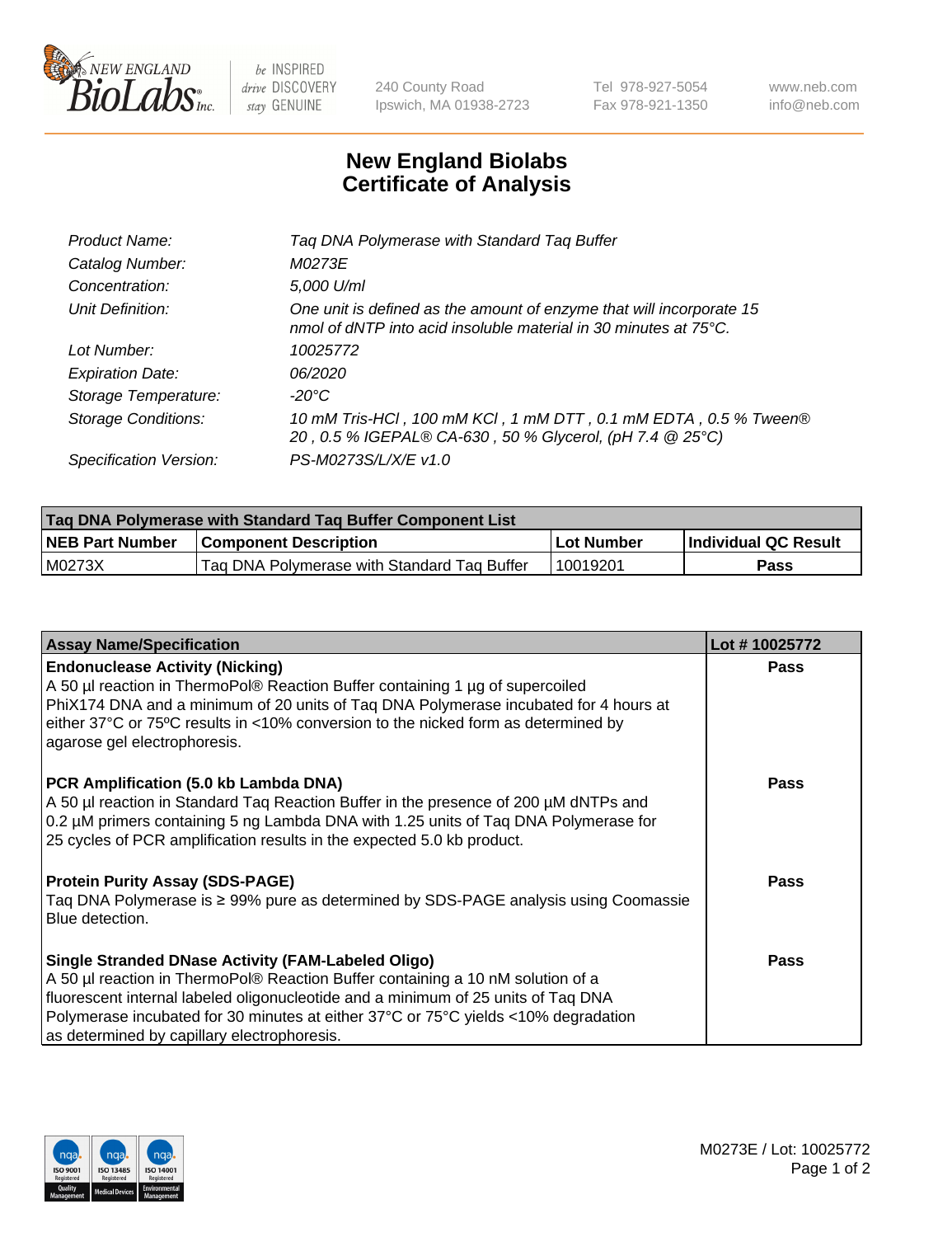New England BioLabs Inc. — be INSPIRED drive DISCOVERY stay GENUINE

240 County Road
Ipswich, MA 01938-2723

Tel 978-927-5054
Fax 978-921-1350

www.neb.com
info@neb.com

# New England Biolabs
# Certificate of Analysis

| | |
|---|---|
| *Product Name:* | *Taq DNA Polymerase with Standard Taq Buffer* |
| *Catalog Number:* | *M0273E* |
| *Concentration:* | *5,000 U/ml* |
| *Unit Definition:* | *One unit is defined as the amount of enzyme that will incorporate 15 nmol of dNTP into acid insoluble material in 30 minutes at 75°C.* |
| *Lot Number:* | *10025772* |
| *Expiration Date:* | *06/2020* |
| *Storage Temperature:* | *-20°C* |
| *Storage Conditions:* | *10 mM Tris-HCl , 100 mM KCl , 1 mM DTT , 0.1 mM EDTA , 0.5 % Tween® 20 , 0.5 % IGEPAL® CA-630 , 50 % Glycerol, (pH 7.4 @ 25°C)* |
| *Specification Version:* | *PS-M0273S/L/X/E v1.0* |

| Taq DNA Polymerase with Standard Taq Buffer Component List | | | |
|---|---|---|---|
| **NEB Part Number** | **Component Description** | **Lot Number** | **Individual QC Result** |
| M0273X | Taq DNA Polymerase with Standard Taq Buffer | 10019201 | **Pass** |

| Assay Name/Specification | Lot # 10025772 |
|---|---|
| **Endonuclease Activity (Nicking)**<br>A 50 µl reaction in ThermoPol® Reaction Buffer containing 1 µg of supercoiled PhiX174 DNA and a minimum of 20 units of Taq DNA Polymerase incubated for 4 hours at either 37°C or 75ºC results in <10% conversion to the nicked form as determined by agarose gel electrophoresis. | **Pass** |
| **PCR Amplification (5.0 kb Lambda DNA)**<br>A 50 µl reaction in Standard Taq Reaction Buffer in the presence of 200 µM dNTPs and 0.2 µM primers containing 5 ng Lambda DNA with 1.25 units of Taq DNA Polymerase for 25 cycles of PCR amplification results in the expected 5.0 kb product. | **Pass** |
| **Protein Purity Assay (SDS-PAGE)**<br>Taq DNA Polymerase is ≥ 99% pure as determined by SDS-PAGE analysis using Coomassie Blue detection. | **Pass** |
| **Single Stranded DNase Activity (FAM-Labeled Oligo)**<br>A 50 µl reaction in ThermoPol® Reaction Buffer containing a 10 nM solution of a fluorescent internal labeled oligonucleotide and a minimum of 25 units of Taq DNA Polymerase incubated for 30 minutes at either 37°C or 75°C yields <10% degradation as determined by capillary electrophoresis. | **Pass** |

M0273E / Lot: 10025772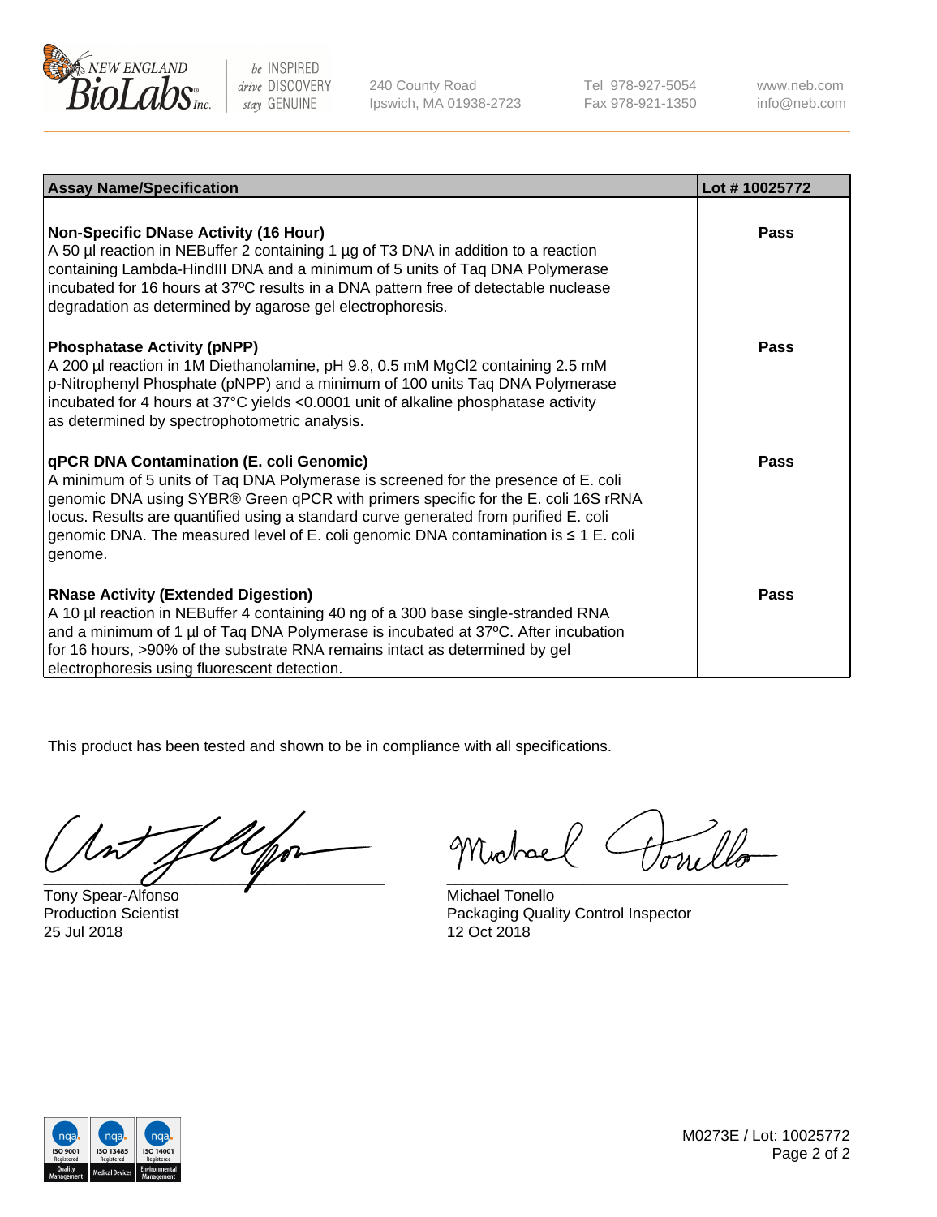240 County Road
Ipswich, MA 01938-2723

Tel 978-927-5054
Fax 978-921-1350

www.neb.com
info@neb.com

| Assay Name/Specification | Lot # 10025772 |
|---|---|
| **Non-Specific DNase Activity (16 Hour)**<br>A 50 µl reaction in NEBuffer 2 containing 1 µg of T3 DNA in addition to a reaction containing Lambda-HindIII DNA and a minimum of 5 units of Taq DNA Polymerase incubated for 16 hours at 37ºC results in a DNA pattern free of detectable nuclease degradation as determined by agarose gel electrophoresis. | **Pass** |
| **Phosphatase Activity (pNPP)**<br>A 200 µl reaction in 1M Diethanolamine, pH 9.8, 0.5 mM $MgCl_2$ containing 2.5 mM p-Nitrophenyl Phosphate (pNPP) and a minimum of 100 units Taq DNA Polymerase incubated for 4 hours at 37°C yields <0.0001 unit of alkaline phosphatase activity as determined by spectrophotometric analysis. | **Pass** |
| **qPCR DNA Contamination (E. coli Genomic)**<br>A minimum of 5 units of Taq DNA Polymerase is screened for the presence of E. coli genomic DNA using SYBR® Green qPCR with primers specific for the E. coli 16S rRNA locus. Results are quantified using a standard curve generated from purified E. coli genomic DNA. The measured level of E. coli genomic DNA contamination is ≤ 1 E. coli genome. | **Pass** |
| **RNase Activity (Extended Digestion)**<br>A 10 µl reaction in NEBuffer 4 containing 40 ng of a 300 base single-stranded RNA and a minimum of 1 µl of Taq DNA Polymerase is incubated at 37ºC. After incubation for 16 hours, >90% of the substrate RNA remains intact as determined by gel electrophoresis using fluorescent detection. | **Pass** |

This product has been tested and shown to be in compliance with all specifications.

Tony Spear-Alfonso
Production Scientist
25 Jul 2018

Michael Tonello
Packaging Quality Control Inspector
12 Oct 2018

M0273E / Lot: 10025772